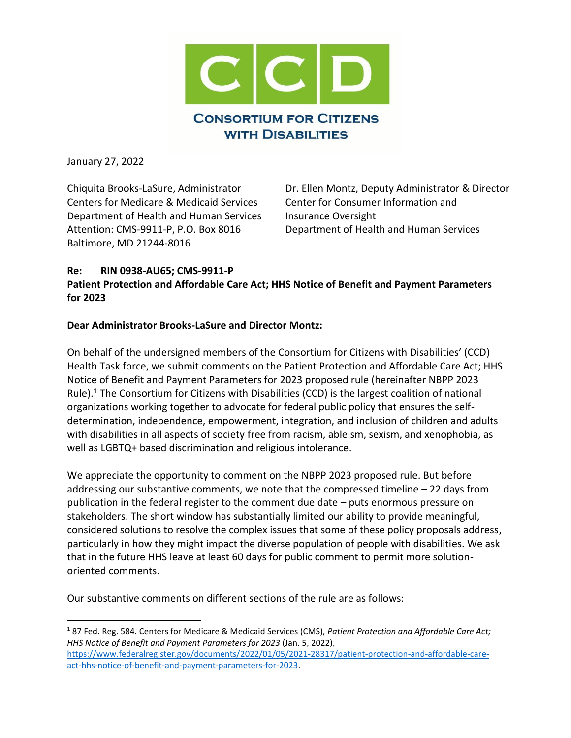# CONSORTIUM FOR CITIZENS WITH DISABILITIES

January 27, 2022

Chiquita Brooks-LaSure, Administrator
Centers for Medicare & Medicaid Services
Department of Health and Human Services
Attention: CMS-9911-P, P.O. Box 8016
Baltimore, MD 21244-8016

Dr. Ellen Montz, Deputy Administrator & Director
Center for Consumer Information and Insurance Oversight
Department of Health and Human Services

**Re: RIN 0938-AU65; CMS-9911-P**
**Patient Protection and Affordable Care Act; HHS Notice of Benefit and Payment Parameters for 2023**

**Dear Administrator Brooks-LaSure and Director Montz:**

On behalf of the undersigned members of the Consortium for Citizens with Disabilities' (CCD) Health Task force, we submit comments on the Patient Protection and Affordable Care Act; HHS Notice of Benefit and Payment Parameters for 2023 proposed rule (hereinafter NBPP 2023 Rule).[1] The Consortium for Citizens with Disabilities (CCD) is the largest coalition of national organizations working together to advocate for federal public policy that ensures the self-determination, independence, empowerment, integration, and inclusion of children and adults with disabilities in all aspects of society free from racism, ableism, sexism, and xenophobia, as well as LGBTQ+ based discrimination and religious intolerance.

We appreciate the opportunity to comment on the NBPP 2023 proposed rule. But before addressing our substantive comments, we note that the compressed timeline – 22 days from publication in the federal register to the comment due date – puts enormous pressure on stakeholders. The short window has substantially limited our ability to provide meaningful, considered solutions to resolve the complex issues that some of these policy proposals address, particularly in how they might impact the diverse population of people with disabilities. We ask that in the future HHS leave at least 60 days for public comment to permit more solution-oriented comments.

Our substantive comments on different sections of the rule are as follows:

---

[1] 87 Fed. Reg. 584. Centers for Medicare & Medicaid Services (CMS), *Patient Protection and Affordable Care Act; HHS Notice of Benefit and Payment Parameters for 2023* (Jan. 5, 2022), https://www.federalregister.gov/documents/2022/01/05/2021-28317/patient-protection-and-affordable-care-act-hhs-notice-of-benefit-and-payment-parameters-for-2023.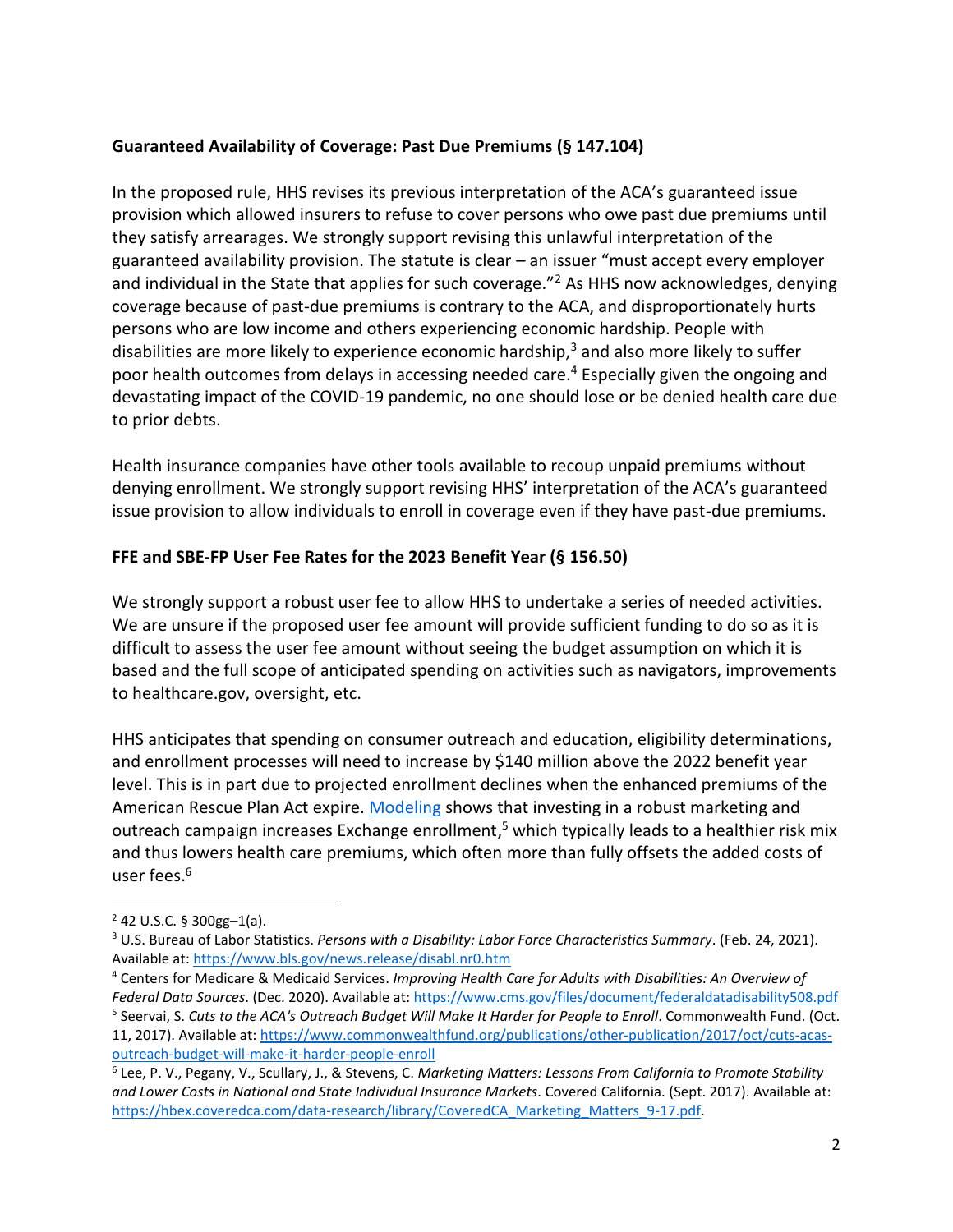**Guaranteed Availability of Coverage: Past Due Premiums (§ 147.104)**

In the proposed rule, HHS revises its previous interpretation of the ACA's guaranteed issue provision which allowed insurers to refuse to cover persons who owe past due premiums until they satisfy arrearages. We strongly support revising this unlawful interpretation of the guaranteed availability provision. The statute is clear – an issuer "must accept every employer and individual in the State that applies for such coverage."[2] As HHS now acknowledges, denying coverage because of past-due premiums is contrary to the ACA, and disproportionately hurts persons who are low income and others experiencing economic hardship. People with disabilities are more likely to experience economic hardship,[3] and also more likely to suffer poor health outcomes from delays in accessing needed care.[4] Especially given the ongoing and devastating impact of the COVID-19 pandemic, no one should lose or be denied health care due to prior debts.

Health insurance companies have other tools available to recoup unpaid premiums without denying enrollment. We strongly support revising HHS' interpretation of the ACA's guaranteed issue provision to allow individuals to enroll in coverage even if they have past-due premiums.

**FFE and SBE-FP User Fee Rates for the 2023 Benefit Year (§ 156.50)**

We strongly support a robust user fee to allow HHS to undertake a series of needed activities. We are unsure if the proposed user fee amount will provide sufficient funding to do so as it is difficult to assess the user fee amount without seeing the budget assumption on which it is based and the full scope of anticipated spending on activities such as navigators, improvements to healthcare.gov, oversight, etc.

HHS anticipates that spending on consumer outreach and education, eligibility determinations, and enrollment processes will need to increase by $140 million above the 2022 benefit year level. This is in part due to projected enrollment declines when the enhanced premiums of the American Rescue Plan Act expire. Modeling shows that investing in a robust marketing and outreach campaign increases Exchange enrollment,[5] which typically leads to a healthier risk mix and thus lowers health care premiums, which often more than fully offsets the added costs of user fees.[6]

---

[2] 42 U.S.C. § 300gg–1(a).

[3] U.S. Bureau of Labor Statistics. *Persons with a Disability: Labor Force Characteristics Summary*. (Feb. 24, 2021). Available at: https://www.bls.gov/news.release/disabl.nr0.htm

[4] Centers for Medicare & Medicaid Services. *Improving Health Care for Adults with Disabilities: An Overview of Federal Data Sources*. (Dec. 2020). Available at: https://www.cms.gov/files/document/federaldatadisability508.pdf

[5] Seervai, S. *Cuts to the ACA's Outreach Budget Will Make It Harder for People to Enroll*. Commonwealth Fund. (Oct. 11, 2017). Available at: https://www.commonwealthfund.org/publications/other-publication/2017/oct/cuts-acas-outreach-budget-will-make-it-harder-people-enroll

[6] Lee, P. V., Pegany, V., Scullary, J., & Stevens, C. *Marketing Matters: Lessons From California to Promote Stability and Lower Costs in National and State Individual Insurance Markets*. Covered California. (Sept. 2017). Available at: https://hbex.coveredca.com/data-research/library/CoveredCA_Marketing_Matters_9-17.pdf.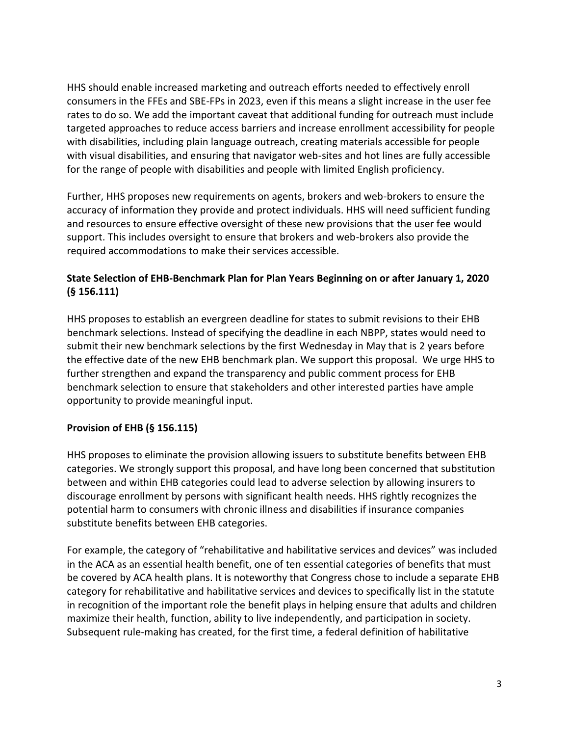HHS should enable increased marketing and outreach efforts needed to effectively enroll consumers in the FFEs and SBE-FPs in 2023, even if this means a slight increase in the user fee rates to do so. We add the important caveat that additional funding for outreach must include targeted approaches to reduce access barriers and increase enrollment accessibility for people with disabilities, including plain language outreach, creating materials accessible for people with visual disabilities, and ensuring that navigator web-sites and hot lines are fully accessible for the range of people with disabilities and people with limited English proficiency.

Further, HHS proposes new requirements on agents, brokers and web-brokers to ensure the accuracy of information they provide and protect individuals. HHS will need sufficient funding and resources to ensure effective oversight of these new provisions that the user fee would support. This includes oversight to ensure that brokers and web-brokers also provide the required accommodations to make their services accessible.

**State Selection of EHB-Benchmark Plan for Plan Years Beginning on or after January 1, 2020 (§ 156.111)**

HHS proposes to establish an evergreen deadline for states to submit revisions to their EHB benchmark selections. Instead of specifying the deadline in each NBPP, states would need to submit their new benchmark selections by the first Wednesday in May that is 2 years before the effective date of the new EHB benchmark plan. We support this proposal. We urge HHS to further strengthen and expand the transparency and public comment process for EHB benchmark selection to ensure that stakeholders and other interested parties have ample opportunity to provide meaningful input.

**Provision of EHB (§ 156.115)**

HHS proposes to eliminate the provision allowing issuers to substitute benefits between EHB categories. We strongly support this proposal, and have long been concerned that substitution between and within EHB categories could lead to adverse selection by allowing insurers to discourage enrollment by persons with significant health needs. HHS rightly recognizes the potential harm to consumers with chronic illness and disabilities if insurance companies substitute benefits between EHB categories.

For example, the category of "rehabilitative and habilitative services and devices" was included in the ACA as an essential health benefit, one of ten essential categories of benefits that must be covered by ACA health plans. It is noteworthy that Congress chose to include a separate EHB category for rehabilitative and habilitative services and devices to specifically list in the statute in recognition of the important role the benefit plays in helping ensure that adults and children maximize their health, function, ability to live independently, and participation in society. Subsequent rule-making has created, for the first time, a federal definition of habilitative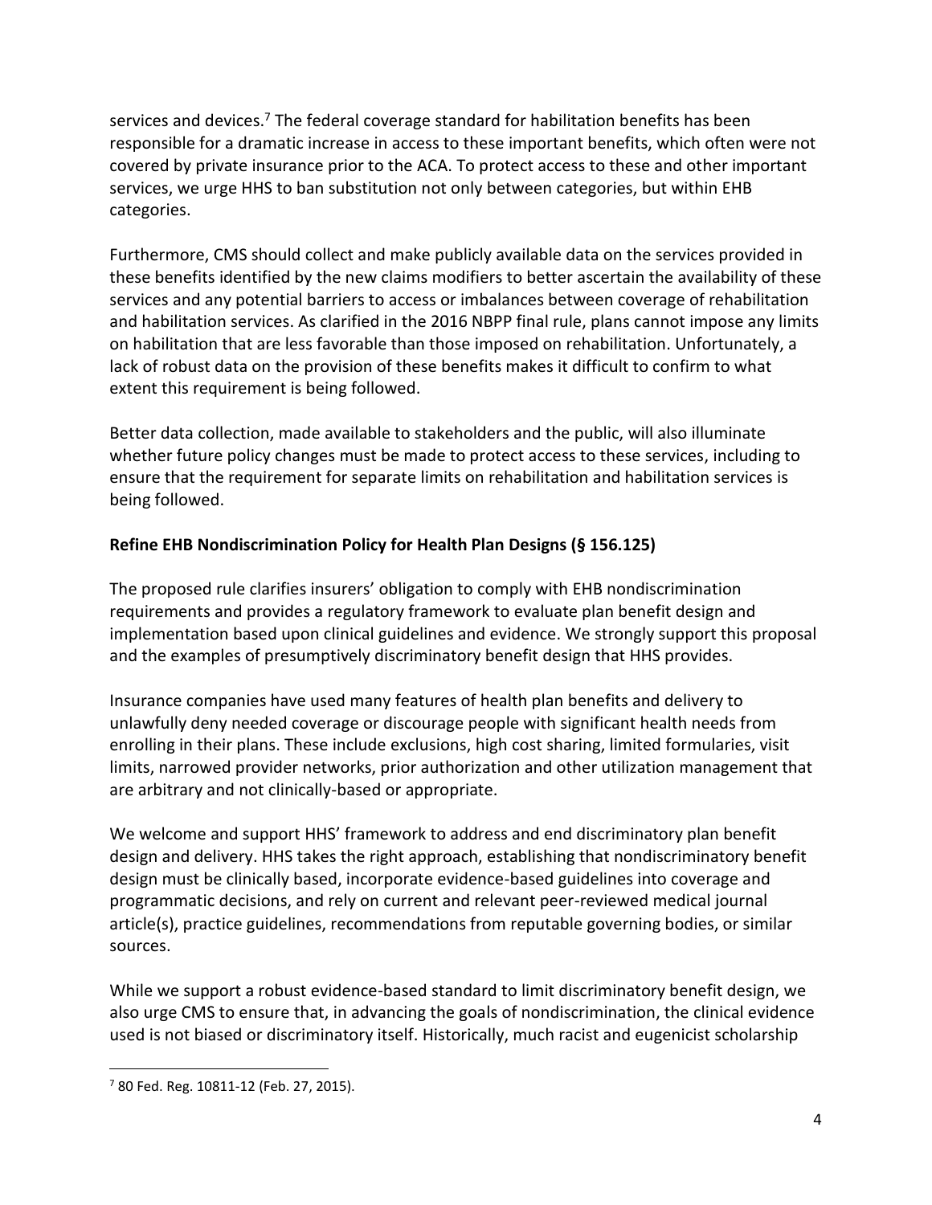services and devices.[7] The federal coverage standard for habilitation benefits has been responsible for a dramatic increase in access to these important benefits, which often were not covered by private insurance prior to the ACA. To protect access to these and other important services, we urge HHS to ban substitution not only between categories, but within EHB categories.

Furthermore, CMS should collect and make publicly available data on the services provided in these benefits identified by the new claims modifiers to better ascertain the availability of these services and any potential barriers to access or imbalances between coverage of rehabilitation and habilitation services. As clarified in the 2016 NBPP final rule, plans cannot impose any limits on habilitation that are less favorable than those imposed on rehabilitation. Unfortunately, a lack of robust data on the provision of these benefits makes it difficult to confirm to what extent this requirement is being followed.

Better data collection, made available to stakeholders and the public, will also illuminate whether future policy changes must be made to protect access to these services, including to ensure that the requirement for separate limits on rehabilitation and habilitation services is being followed.

**Refine EHB Nondiscrimination Policy for Health Plan Designs (§ 156.125)**

The proposed rule clarifies insurers' obligation to comply with EHB nondiscrimination requirements and provides a regulatory framework to evaluate plan benefit design and implementation based upon clinical guidelines and evidence. We strongly support this proposal and the examples of presumptively discriminatory benefit design that HHS provides.

Insurance companies have used many features of health plan benefits and delivery to unlawfully deny needed coverage or discourage people with significant health needs from enrolling in their plans. These include exclusions, high cost sharing, limited formularies, visit limits, narrowed provider networks, prior authorization and other utilization management that are arbitrary and not clinically-based or appropriate.

We welcome and support HHS' framework to address and end discriminatory plan benefit design and delivery. HHS takes the right approach, establishing that nondiscriminatory benefit design must be clinically based, incorporate evidence-based guidelines into coverage and programmatic decisions, and rely on current and relevant peer-reviewed medical journal article(s), practice guidelines, recommendations from reputable governing bodies, or similar sources.

While we support a robust evidence-based standard to limit discriminatory benefit design, we also urge CMS to ensure that, in advancing the goals of nondiscrimination, the clinical evidence used is not biased or discriminatory itself. Historically, much racist and eugenicist scholarship

---

[7] 80 Fed. Reg. 10811-12 (Feb. 27, 2015).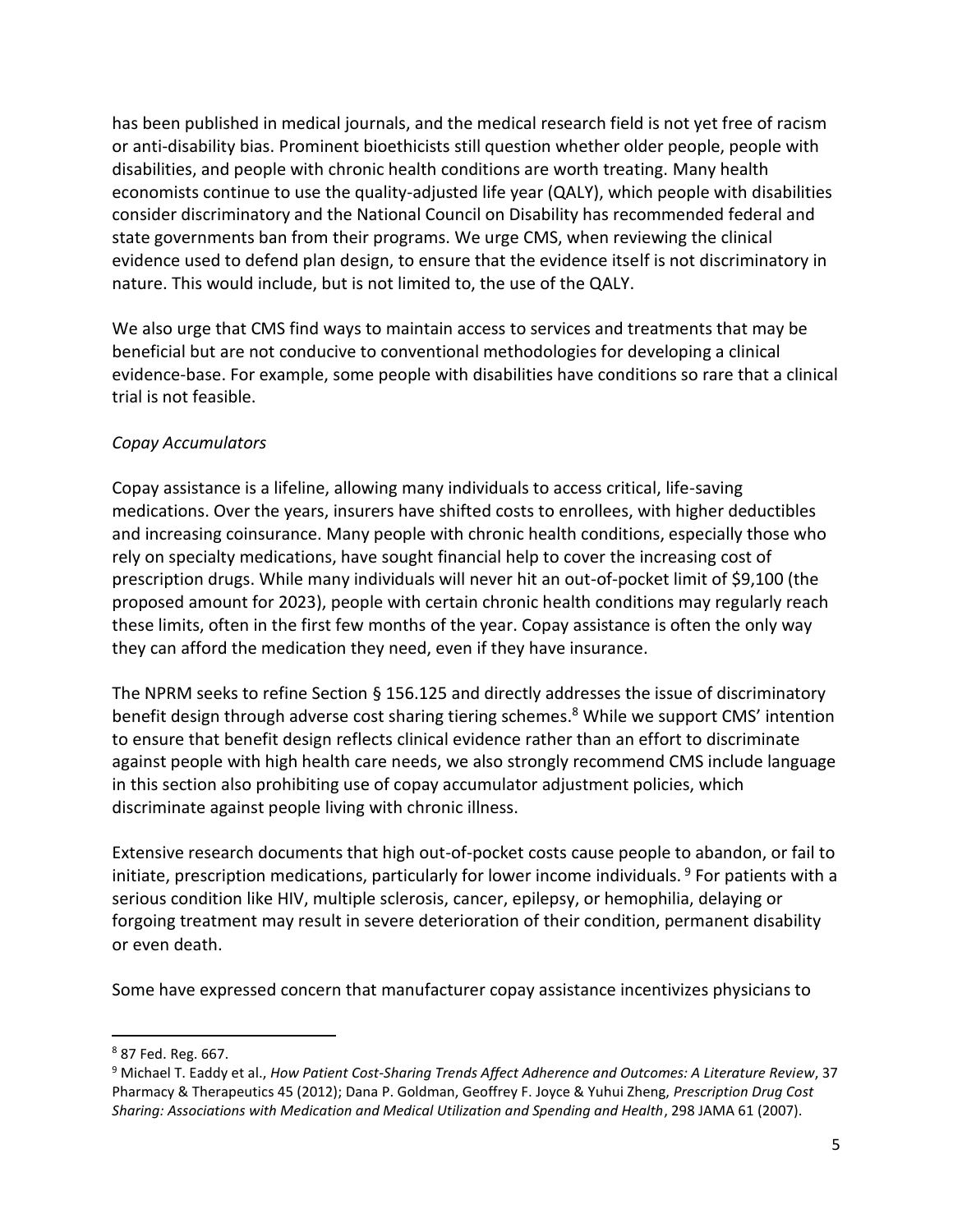has been published in medical journals, and the medical research field is not yet free of racism or anti-disability bias. Prominent bioethicists still question whether older people, people with disabilities, and people with chronic health conditions are worth treating. Many health economists continue to use the quality-adjusted life year (QALY), which people with disabilities consider discriminatory and the National Council on Disability has recommended federal and state governments ban from their programs. We urge CMS, when reviewing the clinical evidence used to defend plan design, to ensure that the evidence itself is not discriminatory in nature. This would include, but is not limited to, the use of the QALY.

We also urge that CMS find ways to maintain access to services and treatments that may be beneficial but are not conducive to conventional methodologies for developing a clinical evidence-base. For example, some people with disabilities have conditions so rare that a clinical trial is not feasible.

*Copay Accumulators*

Copay assistance is a lifeline, allowing many individuals to access critical, life-saving medications. Over the years, insurers have shifted costs to enrollees, with higher deductibles and increasing coinsurance. Many people with chronic health conditions, especially those who rely on specialty medications, have sought financial help to cover the increasing cost of prescription drugs. While many individuals will never hit an out-of-pocket limit of $9,100 (the proposed amount for 2023), people with certain chronic health conditions may regularly reach these limits, often in the first few months of the year. Copay assistance is often the only way they can afford the medication they need, even if they have insurance.

The NPRM seeks to refine Section § 156.125 and directly addresses the issue of discriminatory benefit design through adverse cost sharing tiering schemes.[8] While we support CMS' intention to ensure that benefit design reflects clinical evidence rather than an effort to discriminate against people with high health care needs, we also strongly recommend CMS include language in this section also prohibiting use of copay accumulator adjustment policies, which discriminate against people living with chronic illness.

Extensive research documents that high out-of-pocket costs cause people to abandon, or fail to initiate, prescription medications, particularly for lower income individuals.[9] For patients with a serious condition like HIV, multiple sclerosis, cancer, epilepsy, or hemophilia, delaying or forgoing treatment may result in severe deterioration of their condition, permanent disability or even death.

Some have expressed concern that manufacturer copay assistance incentivizes physicians to

---

[8] 87 Fed. Reg. 667.

[9] Michael T. Eaddy et al., *How Patient Cost-Sharing Trends Affect Adherence and Outcomes: A Literature Review*, 37 Pharmacy & Therapeutics 45 (2012); Dana P. Goldman, Geoffrey F. Joyce & Yuhui Zheng, *Prescription Drug Cost Sharing: Associations with Medication and Medical Utilization and Spending and Health*, 298 JAMA 61 (2007).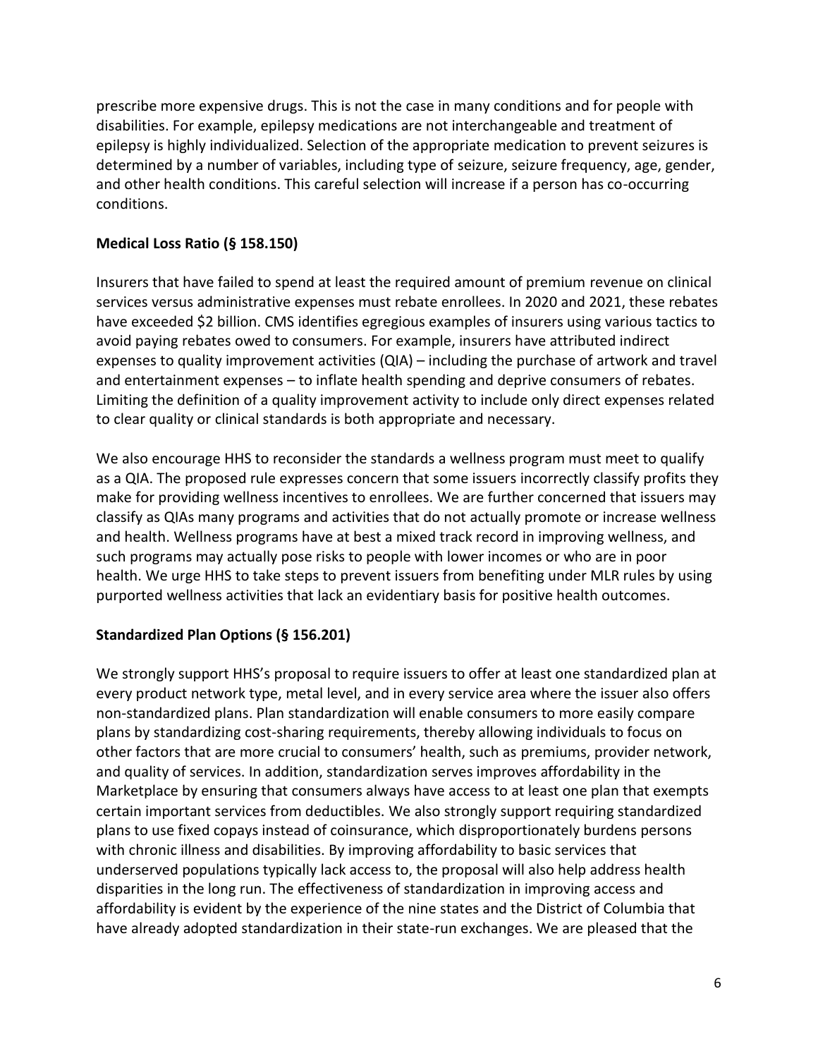prescribe more expensive drugs. This is not the case in many conditions and for people with disabilities. For example, epilepsy medications are not interchangeable and treatment of epilepsy is highly individualized. Selection of the appropriate medication to prevent seizures is determined by a number of variables, including type of seizure, seizure frequency, age, gender, and other health conditions. This careful selection will increase if a person has co-occurring conditions.

**Medical Loss Ratio (§ 158.150)**

Insurers that have failed to spend at least the required amount of premium revenue on clinical services versus administrative expenses must rebate enrollees. In 2020 and 2021, these rebates have exceeded $2 billion. CMS identifies egregious examples of insurers using various tactics to avoid paying rebates owed to consumers. For example, insurers have attributed indirect expenses to quality improvement activities (QIA) – including the purchase of artwork and travel and entertainment expenses – to inflate health spending and deprive consumers of rebates. Limiting the definition of a quality improvement activity to include only direct expenses related to clear quality or clinical standards is both appropriate and necessary.

We also encourage HHS to reconsider the standards a wellness program must meet to qualify as a QIA. The proposed rule expresses concern that some issuers incorrectly classify profits they make for providing wellness incentives to enrollees. We are further concerned that issuers may classify as QIAs many programs and activities that do not actually promote or increase wellness and health. Wellness programs have at best a mixed track record in improving wellness, and such programs may actually pose risks to people with lower incomes or who are in poor health. We urge HHS to take steps to prevent issuers from benefiting under MLR rules by using purported wellness activities that lack an evidentiary basis for positive health outcomes.

**Standardized Plan Options (§ 156.201)**

We strongly support HHS's proposal to require issuers to offer at least one standardized plan at every product network type, metal level, and in every service area where the issuer also offers non-standardized plans. Plan standardization will enable consumers to more easily compare plans by standardizing cost-sharing requirements, thereby allowing individuals to focus on other factors that are more crucial to consumers' health, such as premiums, provider network, and quality of services. In addition, standardization serves improves affordability in the Marketplace by ensuring that consumers always have access to at least one plan that exempts certain important services from deductibles. We also strongly support requiring standardized plans to use fixed copays instead of coinsurance, which disproportionately burdens persons with chronic illness and disabilities. By improving affordability to basic services that underserved populations typically lack access to, the proposal will also help address health disparities in the long run. The effectiveness of standardization in improving access and affordability is evident by the experience of the nine states and the District of Columbia that have already adopted standardization in their state-run exchanges. We are pleased that the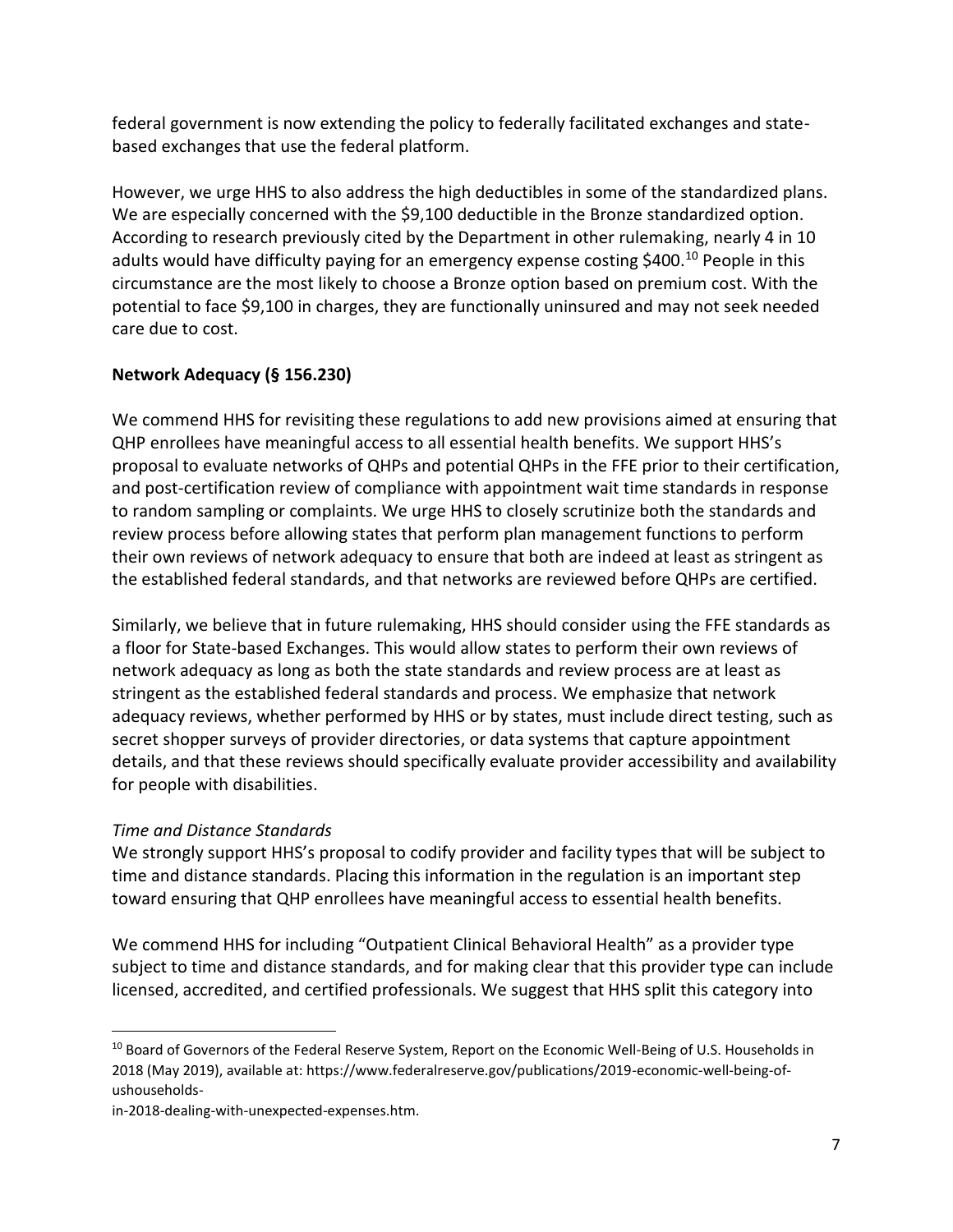federal government is now extending the policy to federally facilitated exchanges and state-based exchanges that use the federal platform.

However, we urge HHS to also address the high deductibles in some of the standardized plans. We are especially concerned with the $9,100 deductible in the Bronze standardized option. According to research previously cited by the Department in other rulemaking, nearly 4 in 10 adults would have difficulty paying for an emergency expense costing $400.[10] People in this circumstance are the most likely to choose a Bronze option based on premium cost. With the potential to face $9,100 in charges, they are functionally uninsured and may not seek needed care due to cost.

**Network Adequacy (§ 156.230)**

We commend HHS for revisiting these regulations to add new provisions aimed at ensuring that QHP enrollees have meaningful access to all essential health benefits. We support HHS's proposal to evaluate networks of QHPs and potential QHPs in the FFE prior to their certification, and post-certification review of compliance with appointment wait time standards in response to random sampling or complaints. We urge HHS to closely scrutinize both the standards and review process before allowing states that perform plan management functions to perform their own reviews of network adequacy to ensure that both are indeed at least as stringent as the established federal standards, and that networks are reviewed before QHPs are certified.

Similarly, we believe that in future rulemaking, HHS should consider using the FFE standards as a floor for State-based Exchanges. This would allow states to perform their own reviews of network adequacy as long as both the state standards and review process are at least as stringent as the established federal standards and process. We emphasize that network adequacy reviews, whether performed by HHS or by states, must include direct testing, such as secret shopper surveys of provider directories, or data systems that capture appointment details, and that these reviews should specifically evaluate provider accessibility and availability for people with disabilities.

*Time and Distance Standards*

We strongly support HHS's proposal to codify provider and facility types that will be subject to time and distance standards. Placing this information in the regulation is an important step toward ensuring that QHP enrollees have meaningful access to essential health benefits.

We commend HHS for including "Outpatient Clinical Behavioral Health" as a provider type subject to time and distance standards, and for making clear that this provider type can include licensed, accredited, and certified professionals. We suggest that HHS split this category into

---

[10] Board of Governors of the Federal Reserve System, Report on the Economic Well-Being of U.S. Households in 2018 (May 2019), available at: https://www.federalreserve.gov/publications/2019-economic-well-being-of-ushouseholds-in-2018-dealing-with-unexpected-expenses.htm.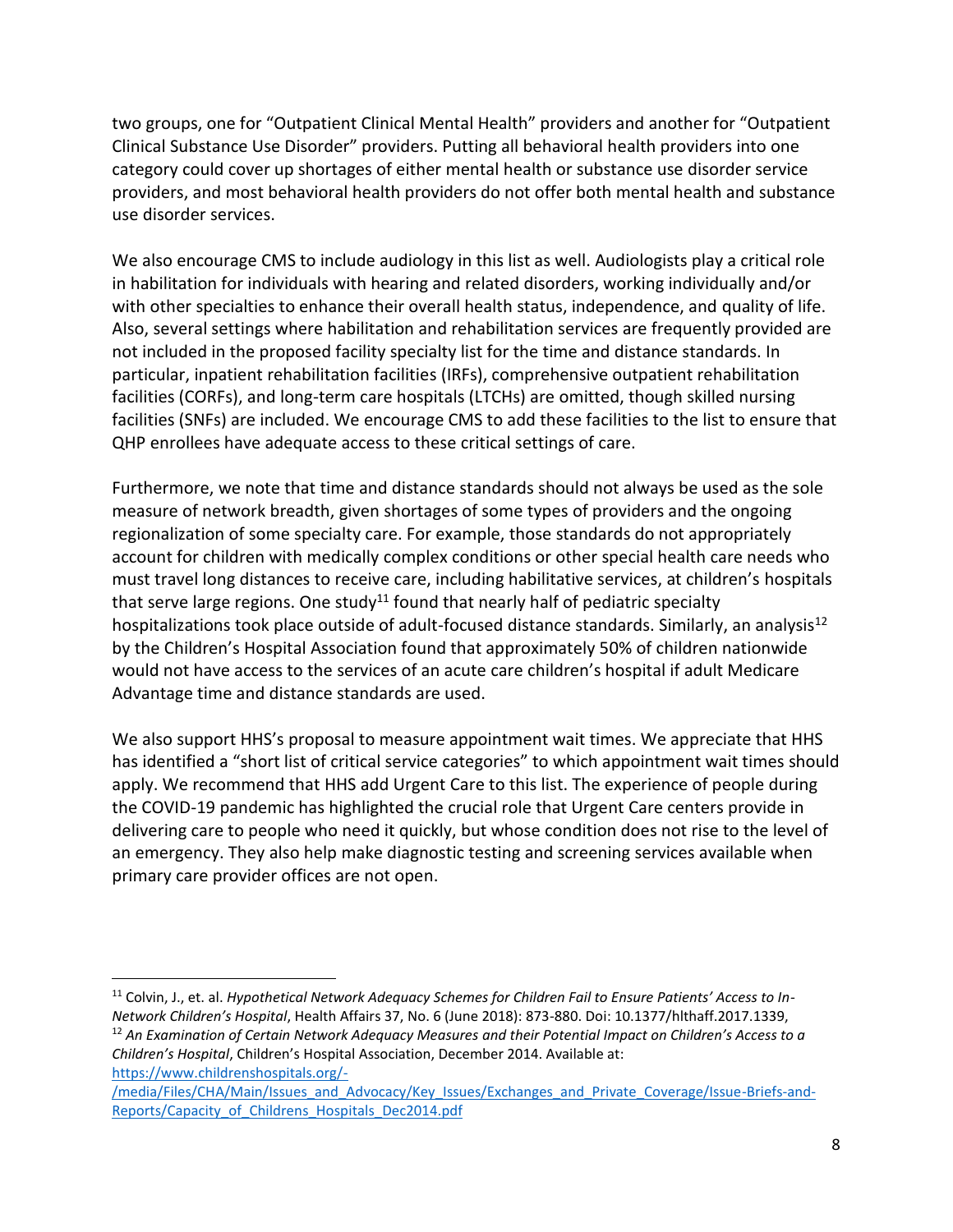two groups, one for "Outpatient Clinical Mental Health" providers and another for "Outpatient Clinical Substance Use Disorder" providers. Putting all behavioral health providers into one category could cover up shortages of either mental health or substance use disorder service providers, and most behavioral health providers do not offer both mental health and substance use disorder services.

We also encourage CMS to include audiology in this list as well. Audiologists play a critical role in habilitation for individuals with hearing and related disorders, working individually and/or with other specialties to enhance their overall health status, independence, and quality of life. Also, several settings where habilitation and rehabilitation services are frequently provided are not included in the proposed facility specialty list for the time and distance standards. In particular, inpatient rehabilitation facilities (IRFs), comprehensive outpatient rehabilitation facilities (CORFs), and long-term care hospitals (LTCHs) are omitted, though skilled nursing facilities (SNFs) are included. We encourage CMS to add these facilities to the list to ensure that QHP enrollees have adequate access to these critical settings of care.

Furthermore, we note that time and distance standards should not always be used as the sole measure of network breadth, given shortages of some types of providers and the ongoing regionalization of some specialty care. For example, those standards do not appropriately account for children with medically complex conditions or other special health care needs who must travel long distances to receive care, including habilitative services, at children's hospitals that serve large regions. One study[11] found that nearly half of pediatric specialty hospitalizations took place outside of adult-focused distance standards. Similarly, an analysis[12] by the Children's Hospital Association found that approximately 50% of children nationwide would not have access to the services of an acute care children's hospital if adult Medicare Advantage time and distance standards are used.

We also support HHS's proposal to measure appointment wait times. We appreciate that HHS has identified a "short list of critical service categories" to which appointment wait times should apply. We recommend that HHS add Urgent Care to this list. The experience of people during the COVID-19 pandemic has highlighted the crucial role that Urgent Care centers provide in delivering care to people who need it quickly, but whose condition does not rise to the level of an emergency. They also help make diagnostic testing and screening services available when primary care provider offices are not open.

---

[11] Colvin, J., et. al. *Hypothetical Network Adequacy Schemes for Children Fail to Ensure Patients' Access to In-Network Children's Hospital*, Health Affairs 37, No. 6 (June 2018): 873-880. Doi: 10.1377/hlthaff.2017.1339,

[12] *An Examination of Certain Network Adequacy Measures and their Potential Impact on Children's Access to a Children's Hospital*, Children's Hospital Association, December 2014. Available at: https://www.childrenshospitals.org/-/media/Files/CHA/Main/Issues_and_Advocacy/Key_Issues/Exchanges_and_Private_Coverage/Issue-Briefs-and-Reports/Capacity_of_Childrens_Hospitals_Dec2014.pdf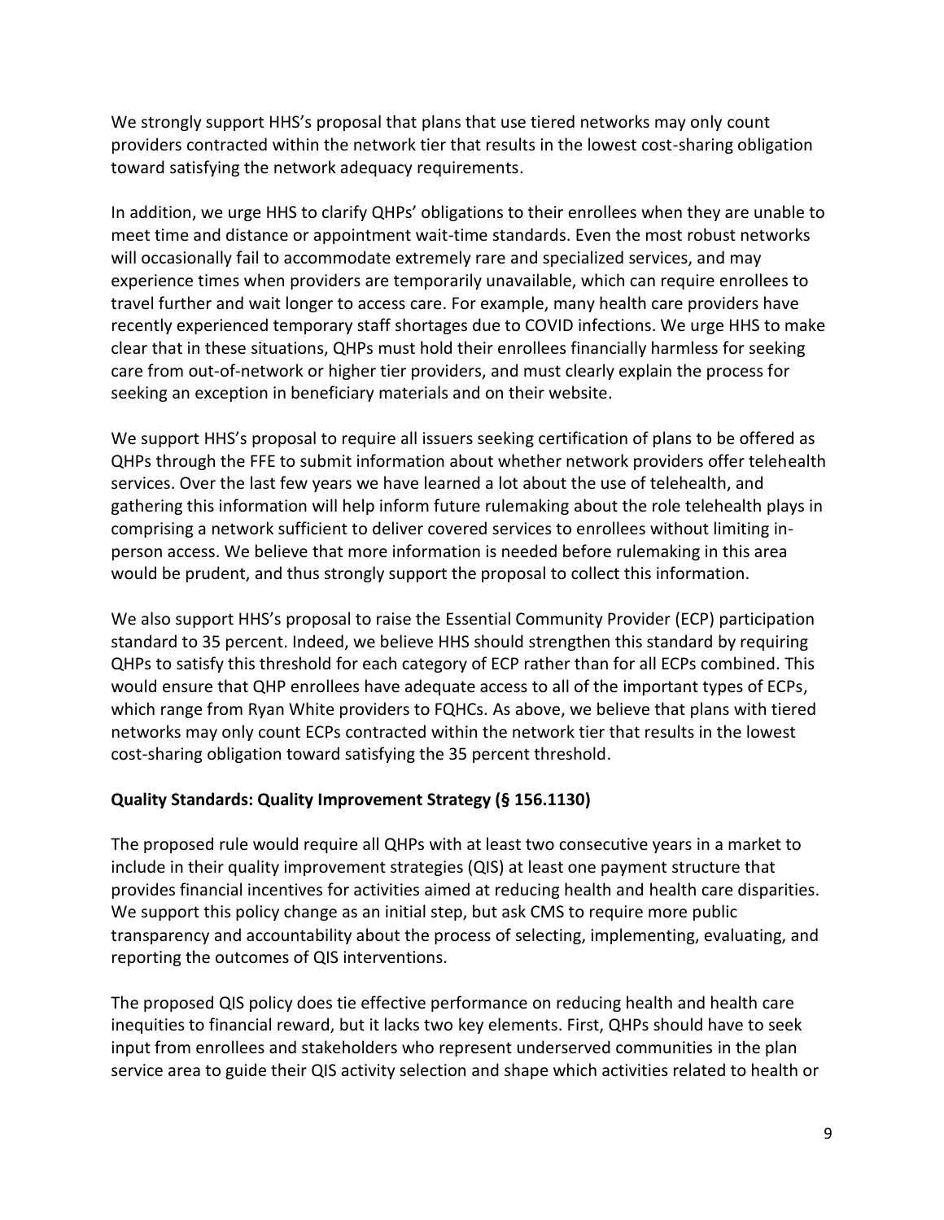We strongly support HHS's proposal that plans that use tiered networks may only count providers contracted within the network tier that results in the lowest cost-sharing obligation toward satisfying the network adequacy requirements.

In addition, we urge HHS to clarify QHPs' obligations to their enrollees when they are unable to meet time and distance or appointment wait-time standards. Even the most robust networks will occasionally fail to accommodate extremely rare and specialized services, and may experience times when providers are temporarily unavailable, which can require enrollees to travel further and wait longer to access care. For example, many health care providers have recently experienced temporary staff shortages due to COVID infections. We urge HHS to make clear that in these situations, QHPs must hold their enrollees financially harmless for seeking care from out-of-network or higher tier providers, and must clearly explain the process for seeking an exception in beneficiary materials and on their website.

We support HHS's proposal to require all issuers seeking certification of plans to be offered as QHPs through the FFE to submit information about whether network providers offer telehealth services. Over the last few years we have learned a lot about the use of telehealth, and gathering this information will help inform future rulemaking about the role telehealth plays in comprising a network sufficient to deliver covered services to enrollees without limiting in-person access. We believe that more information is needed before rulemaking in this area would be prudent, and thus strongly support the proposal to collect this information.

We also support HHS's proposal to raise the Essential Community Provider (ECP) participation standard to 35 percent. Indeed, we believe HHS should strengthen this standard by requiring QHPs to satisfy this threshold for each category of ECP rather than for all ECPs combined. This would ensure that QHP enrollees have adequate access to all of the important types of ECPs, which range from Ryan White providers to FQHCs. As above, we believe that plans with tiered networks may only count ECPs contracted within the network tier that results in the lowest cost-sharing obligation toward satisfying the 35 percent threshold.

**Quality Standards: Quality Improvement Strategy (§ 156.1130)**

The proposed rule would require all QHPs with at least two consecutive years in a market to include in their quality improvement strategies (QIS) at least one payment structure that provides financial incentives for activities aimed at reducing health and health care disparities. We support this policy change as an initial step, but ask CMS to require more public transparency and accountability about the process of selecting, implementing, evaluating, and reporting the outcomes of QIS interventions.

The proposed QIS policy does tie effective performance on reducing health and health care inequities to financial reward, but it lacks two key elements. First, QHPs should have to seek input from enrollees and stakeholders who represent underserved communities in the plan service area to guide their QIS activity selection and shape which activities related to health or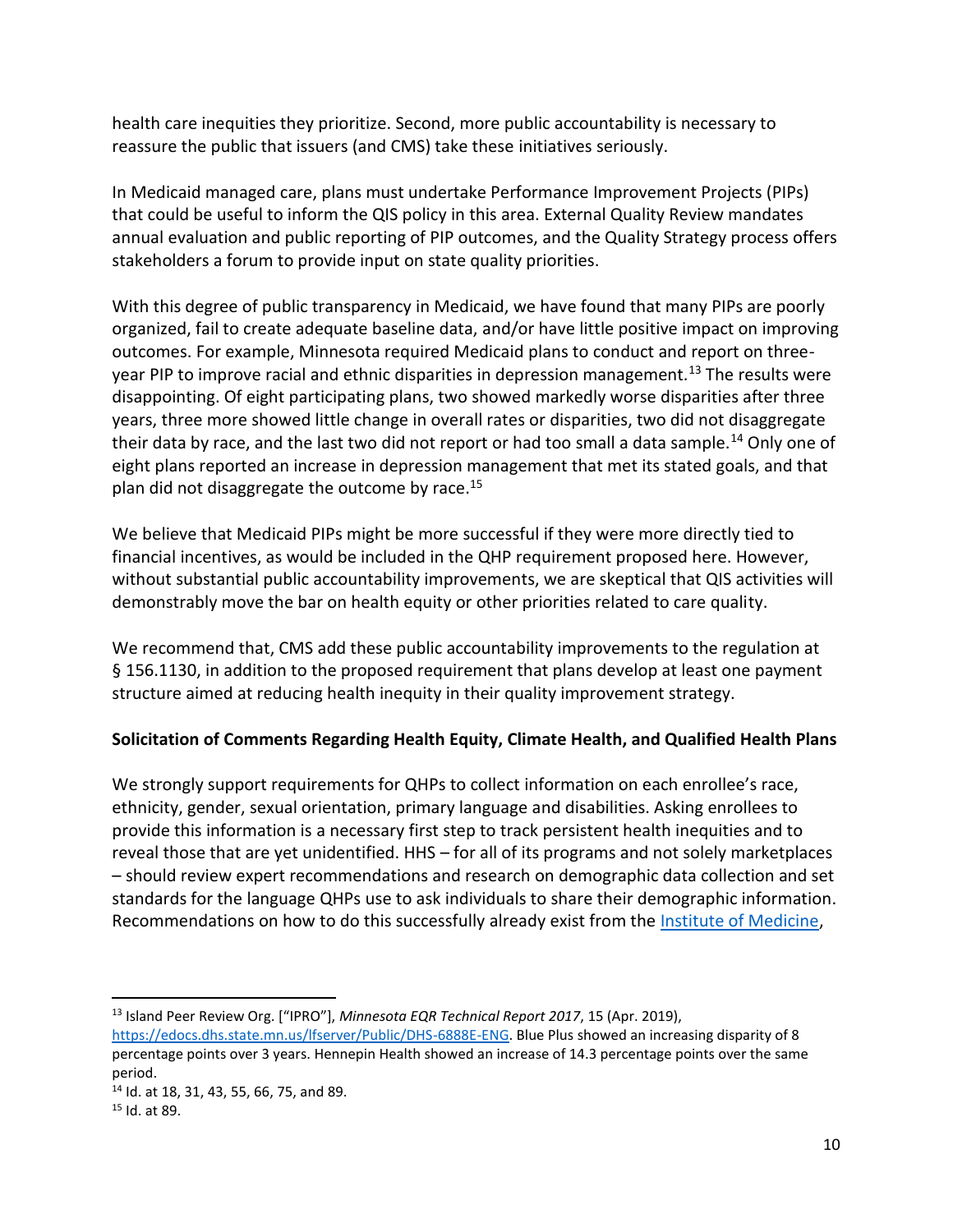health care inequities they prioritize. Second, more public accountability is necessary to reassure the public that issuers (and CMS) take these initiatives seriously.

In Medicaid managed care, plans must undertake Performance Improvement Projects (PIPs) that could be useful to inform the QIS policy in this area. External Quality Review mandates annual evaluation and public reporting of PIP outcomes, and the Quality Strategy process offers stakeholders a forum to provide input on state quality priorities.

With this degree of public transparency in Medicaid, we have found that many PIPs are poorly organized, fail to create adequate baseline data, and/or have little positive impact on improving outcomes. For example, Minnesota required Medicaid plans to conduct and report on three-year PIP to improve racial and ethnic disparities in depression management.[13] The results were disappointing. Of eight participating plans, two showed markedly worse disparities after three years, three more showed little change in overall rates or disparities, two did not disaggregate their data by race, and the last two did not report or had too small a data sample.[14] Only one of eight plans reported an increase in depression management that met its stated goals, and that plan did not disaggregate the outcome by race.[15]

We believe that Medicaid PIPs might be more successful if they were more directly tied to financial incentives, as would be included in the QHP requirement proposed here. However, without substantial public accountability improvements, we are skeptical that QIS activities will demonstrably move the bar on health equity or other priorities related to care quality.

We recommend that, CMS add these public accountability improvements to the regulation at § 156.1130, in addition to the proposed requirement that plans develop at least one payment structure aimed at reducing health inequity in their quality improvement strategy.

**Solicitation of Comments Regarding Health Equity, Climate Health, and Qualified Health Plans**

We strongly support requirements for QHPs to collect information on each enrollee's race, ethnicity, gender, sexual orientation, primary language and disabilities. Asking enrollees to provide this information is a necessary first step to track persistent health inequities and to reveal those that are yet unidentified. HHS – for all of its programs and not solely marketplaces – should review expert recommendations and research on demographic data collection and set standards for the language QHPs use to ask individuals to share their demographic information. Recommendations on how to do this successfully already exist from the Institute of Medicine,

---

[13] Island Peer Review Org. ["IPRO"], *Minnesota EQR Technical Report 2017*, 15 (Apr. 2019), https://edocs.dhs.state.mn.us/lfserver/Public/DHS-6888E-ENG. Blue Plus showed an increasing disparity of 8 percentage points over 3 years. Hennepin Health showed an increase of 14.3 percentage points over the same period.

[14] Id. at 18, 31, 43, 55, 66, 75, and 89.

[15] Id. at 89.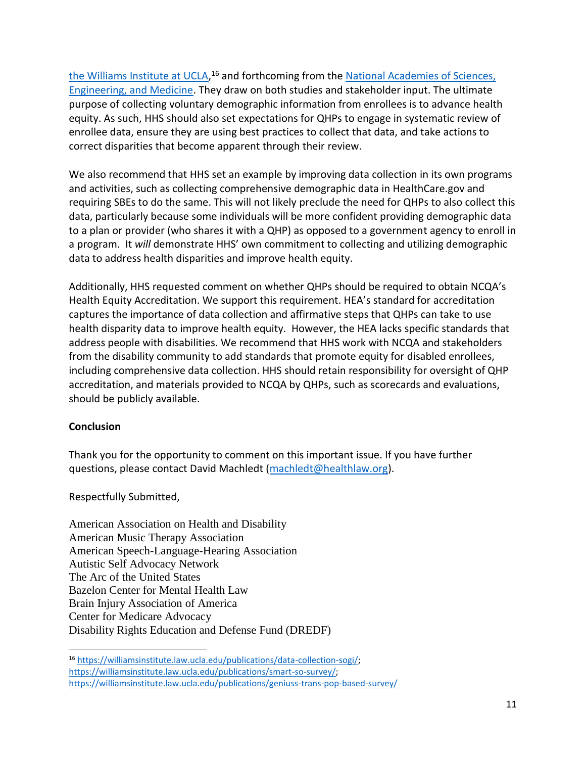the Williams Institute at UCLA,[16] and forthcoming from the National Academies of Sciences, Engineering, and Medicine. They draw on both studies and stakeholder input. The ultimate purpose of collecting voluntary demographic information from enrollees is to advance health equity. As such, HHS should also set expectations for QHPs to engage in systematic review of enrollee data, ensure they are using best practices to collect that data, and take actions to correct disparities that become apparent through their review.

We also recommend that HHS set an example by improving data collection in its own programs and activities, such as collecting comprehensive demographic data in HealthCare.gov and requiring SBEs to do the same. This will not likely preclude the need for QHPs to also collect this data, particularly because some individuals will be more confident providing demographic data to a plan or provider (who shares it with a QHP) as opposed to a government agency to enroll in a program. It *will* demonstrate HHS' own commitment to collecting and utilizing demographic data to address health disparities and improve health equity.

Additionally, HHS requested comment on whether QHPs should be required to obtain NCQA's Health Equity Accreditation. We support this requirement. HEA's standard for accreditation captures the importance of data collection and affirmative steps that QHPs can take to use health disparity data to improve health equity. However, the HEA lacks specific standards that address people with disabilities. We recommend that HHS work with NCQA and stakeholders from the disability community to add standards that promote equity for disabled enrollees, including comprehensive data collection. HHS should retain responsibility for oversight of QHP accreditation, and materials provided to NCQA by QHPs, such as scorecards and evaluations, should be publicly available.

**Conclusion**

Thank you for the opportunity to comment on this important issue. If you have further questions, please contact David Machledt (machledt@healthlaw.org).

Respectfully Submitted,

American Association on Health and Disability
American Music Therapy Association
American Speech-Language-Hearing Association
Autistic Self Advocacy Network
The Arc of the United States
Bazelon Center for Mental Health Law
Brain Injury Association of America
Center for Medicare Advocacy
Disability Rights Education and Defense Fund (DREDF)

---

[16] https://williamsinstitute.law.ucla.edu/publications/data-collection-sogi/; https://williamsinstitute.law.ucla.edu/publications/smart-so-survey/; https://williamsinstitute.law.ucla.edu/publications/geniuss-trans-pop-based-survey/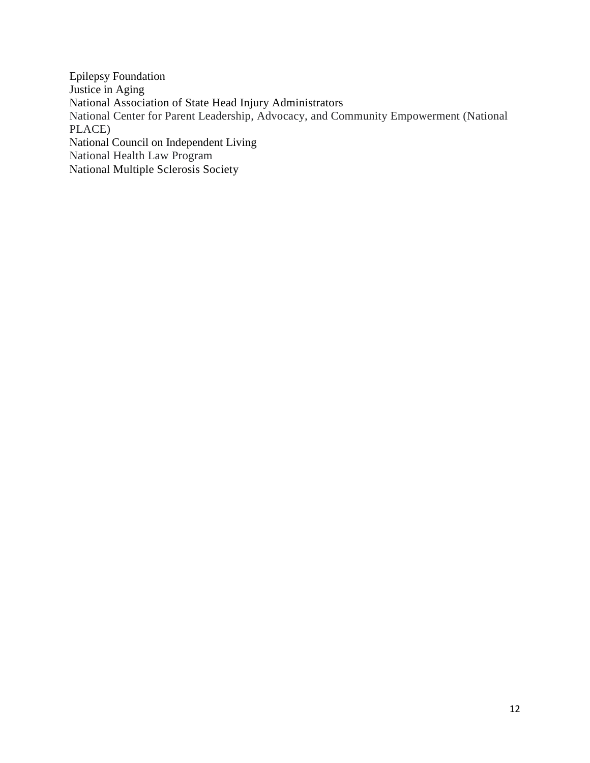Epilepsy Foundation
Justice in Aging
National Association of State Head Injury Administrators
National Center for Parent Leadership, Advocacy, and Community Empowerment (National PLACE)
National Council on Independent Living
National Health Law Program
National Multiple Sclerosis Society